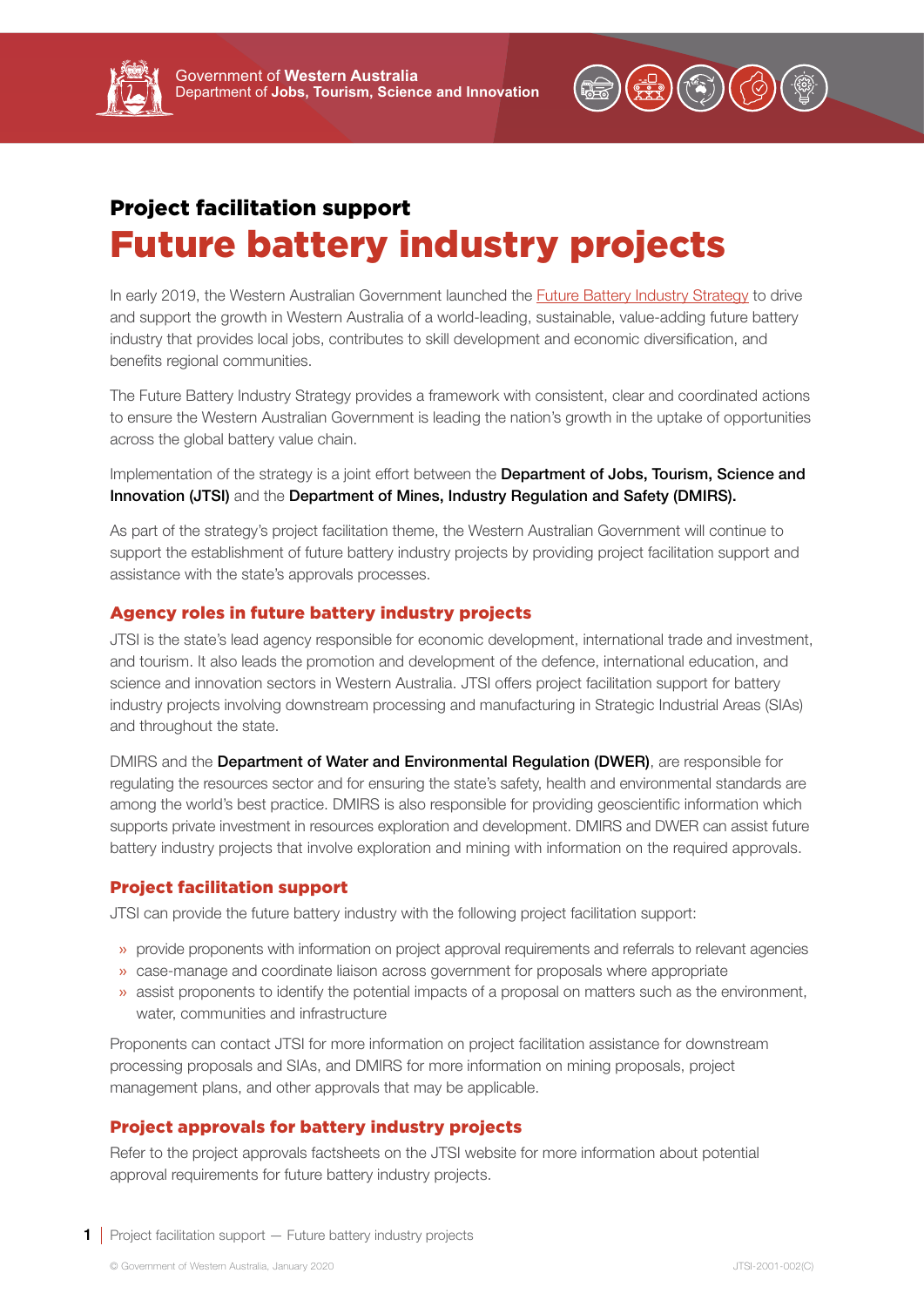Government of **Western Australia**
Department of **Jobs, Tourism, Science and Innovation**

## Project facilitation support

# Future battery industry projects

In early 2019, the Western Australian Government launched the Future Battery Industry Strategy to drive and support the growth in Western Australia of a world-leading, sustainable, value-adding future battery industry that provides local jobs, contributes to skill development and economic diversification, and benefits regional communities.

The Future Battery Industry Strategy provides a framework with consistent, clear and coordinated actions to ensure the Western Australian Government is leading the nation's growth in the uptake of opportunities across the global battery value chain.

Implementation of the strategy is a joint effort between the **Department of Jobs, Tourism, Science and Innovation (JTSI)** and the **Department of Mines, Industry Regulation and Safety (DMIRS).**

As part of the strategy's project facilitation theme, the Western Australian Government will continue to support the establishment of future battery industry projects by providing project facilitation support and assistance with the state's approvals processes.

### Agency roles in future battery industry projects

JTSI is the state's lead agency responsible for economic development, international trade and investment, and tourism. It also leads the promotion and development of the defence, international education, and science and innovation sectors in Western Australia. JTSI offers project facilitation support for battery industry projects involving downstream processing and manufacturing in Strategic Industrial Areas (SIAs) and throughout the state.

DMIRS and the **Department of Water and Environmental Regulation (DWER)**, are responsible for regulating the resources sector and for ensuring the state's safety, health and environmental standards are among the world's best practice. DMIRS is also responsible for providing geoscientific information which supports private investment in resources exploration and development. DMIRS and DWER can assist future battery industry projects that involve exploration and mining with information on the required approvals.

### Project facilitation support

JTSI can provide the future battery industry with the following project facilitation support:

- provide proponents with information on project approval requirements and referrals to relevant agencies
- case-manage and coordinate liaison across government for proposals where appropriate
- assist proponents to identify the potential impacts of a proposal on matters such as the environment, water, communities and infrastructure

Proponents can contact JTSI for more information on project facilitation assistance for downstream processing proposals and SIAs, and DMIRS for more information on mining proposals, project management plans, and other approvals that may be applicable.

### Project approvals for battery industry projects

Refer to the project approvals factsheets on the JTSI website for more information about potential approval requirements for future battery industry projects.

© Government of Western Australia, January 2020

JTSI-2001-002(C)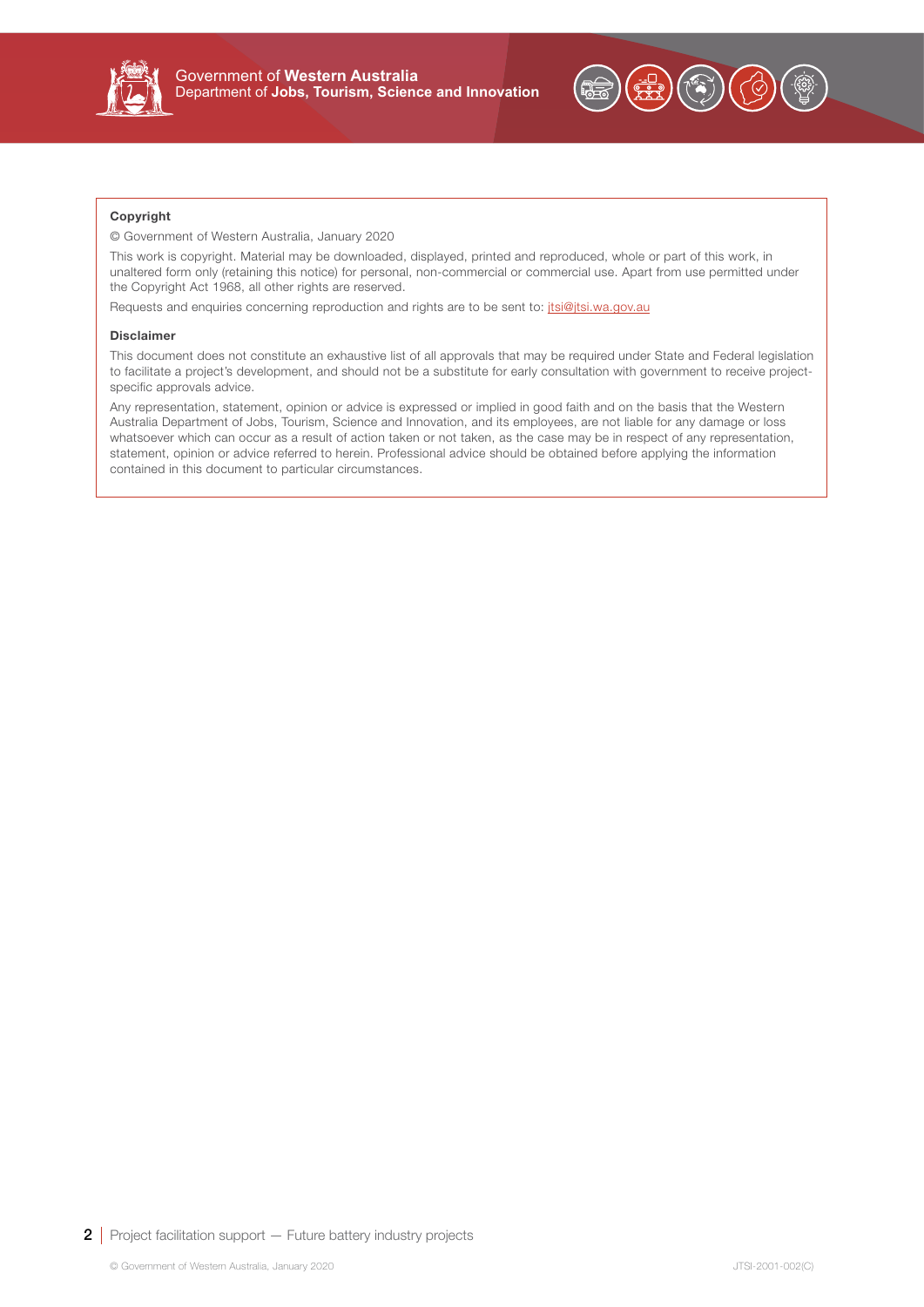**Copyright**

© Government of Western Australia, January 2020

This work is copyright. Material may be downloaded, displayed, printed and reproduced, whole or part of this work, in unaltered form only (retaining this notice) for personal, non-commercial or commercial use. Apart from use permitted under the Copyright Act 1968, all other rights are reserved.

Requests and enquiries concerning reproduction and rights are to be sent to: jtsi@jtsi.wa.gov.au

**Disclaimer**

This document does not constitute an exhaustive list of all approvals that may be required under State and Federal legislation to facilitate a project's development, and should not be a substitute for early consultation with government to receive project-specific approvals advice.

Any representation, statement, opinion or advice is expressed or implied in good faith and on the basis that the Western Australia Department of Jobs, Tourism, Science and Innovation, and its employees, are not liable for any damage or loss whatsoever which can occur as a result of action taken or not taken, as the case may be in respect of any representation, statement, opinion or advice referred to herein. Professional advice should be obtained before applying the information contained in this document to particular circumstances.